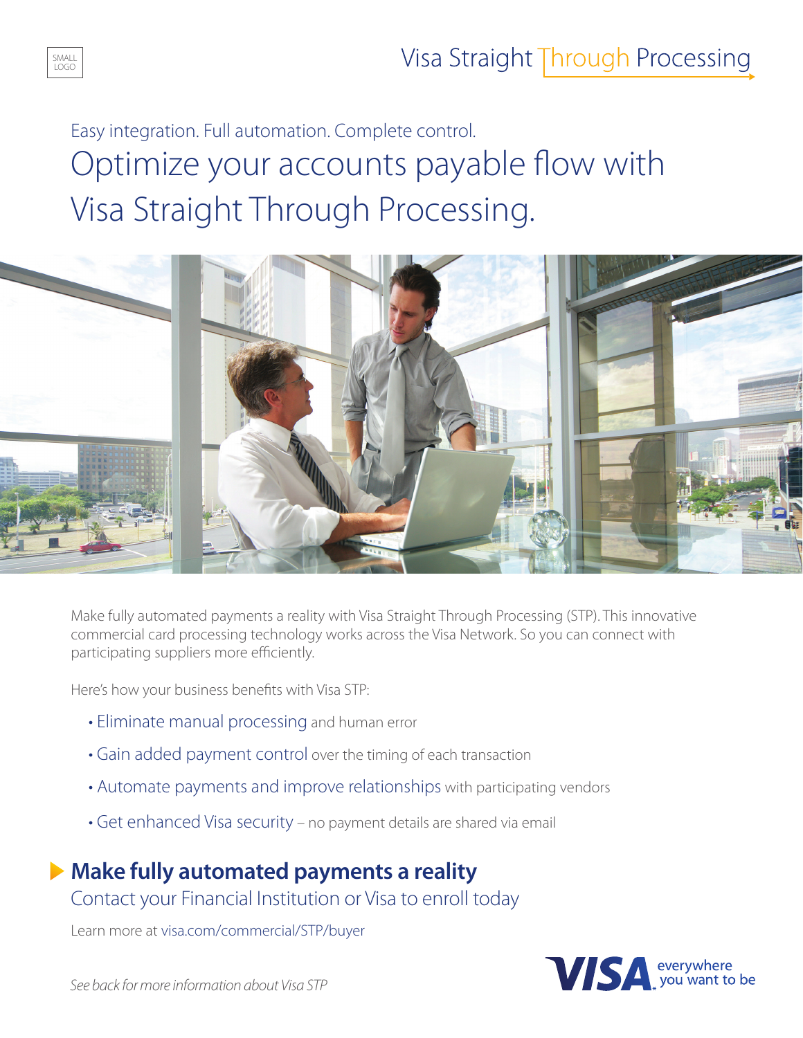SMALL LOGO

Visa Straight Through Processing

Easy integration. Full automation. Complete control.

# Optimize your accounts payable flow with Visa Straight Through Processing.

Make fully automated payments a reality with Visa Straight Through Processing (STP). This innovative commercial card processing technology works across the Visa Network. So you can connect with participating suppliers more efficiently.

Here's how your business benefits with Visa STP:

- Eliminate manual processing and human error
- Gain added payment control over the timing of each transaction
- Automate payments and improve relationships with participating vendors
- Get enhanced Visa security – no payment details are shared via email

## Make fully automated payments a reality

Contact your Financial Institution or Visa to enroll today

Learn more at visa.com/commercial/STP/buyer

*See back for more information about Visa STP*

VISA everywhere you want to be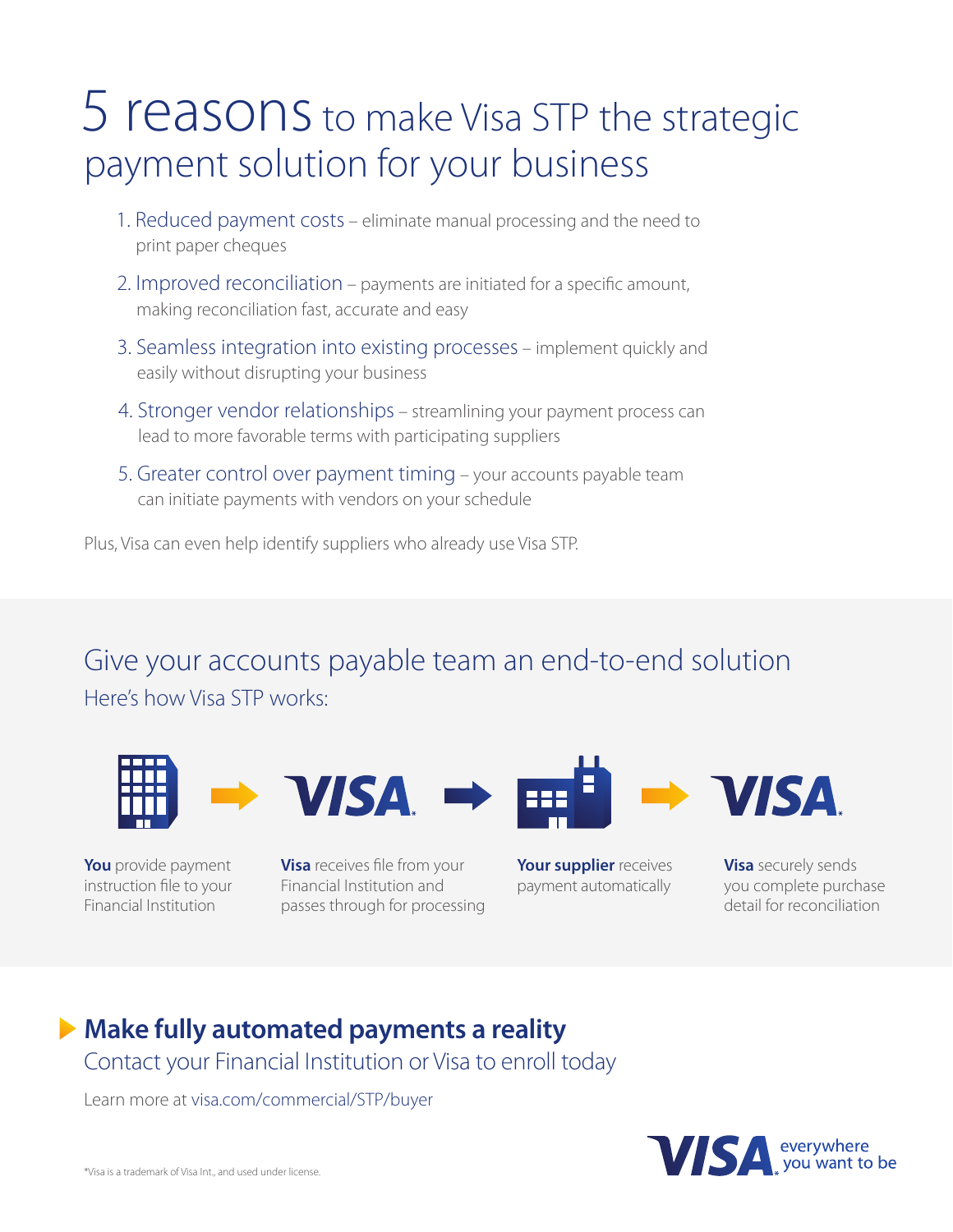# 5 reasons to make Visa STP the strategic payment solution for your business

1. Reduced payment costs – eliminate manual processing and the need to print paper cheques
2. Improved reconciliation – payments are initiated for a specific amount, making reconciliation fast, accurate and easy
3. Seamless integration into existing processes – implement quickly and easily without disrupting your business
4. Stronger vendor relationships – streamlining your payment process can lead to more favorable terms with participating suppliers
5. Greater control over payment timing – your accounts payable team can initiate payments with vendors on your schedule

Plus, Visa can even help identify suppliers who already use Visa STP.

## Give your accounts payable team an end-to-end solution

### Here's how Visa STP works:

**You** provide payment instruction file to your Financial Institution

**Visa** receives file from your Financial Institution and passes through for processing

**Your supplier** receives payment automatically

**Visa** securely sends you complete purchase detail for reconciliation

## Make fully automated payments a reality

Contact your Financial Institution or Visa to enroll today

Learn more at visa.com/commercial/STP/buyer

VISA everywhere you want to be

*Visa is a trademark of Visa Int., and used under license.